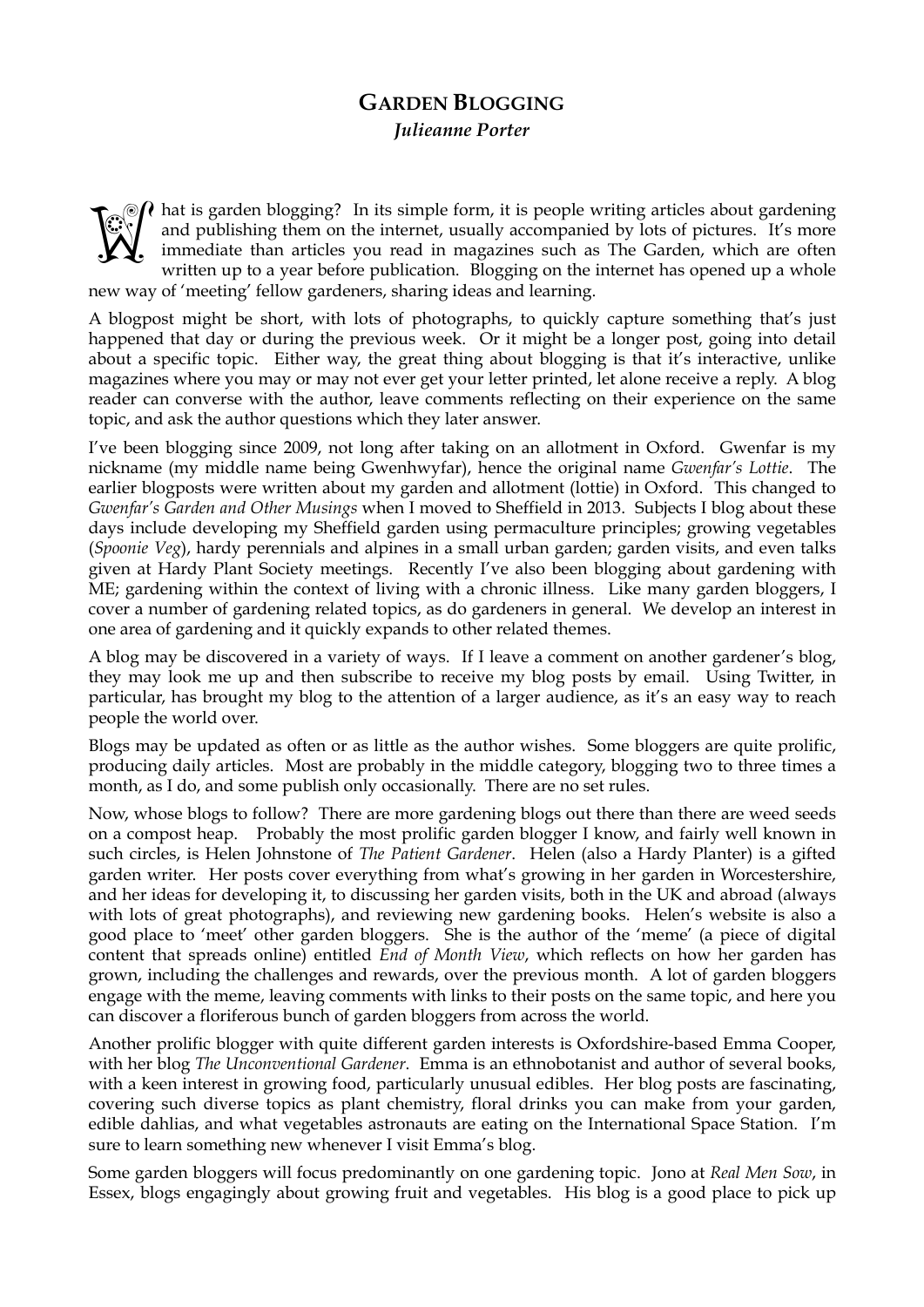# GARDEN BLOGGING

***Julieanne Porter***

What is garden blogging? In its simple form, it is people writing articles about gardening and publishing them on the internet, usually accompanied by lots of pictures. It's more immediate than articles you read in magazines such as The Garden, which are often written up to a year before publication. Blogging on the internet has opened up a whole new way of 'meeting' fellow gardeners, sharing ideas and learning.

A blogpost might be short, with lots of photographs, to quickly capture something that's just happened that day or during the previous week. Or it might be a longer post, going into detail about a specific topic. Either way, the great thing about blogging is that it's interactive, unlike magazines where you may or may not ever get your letter printed, let alone receive a reply. A blog reader can converse with the author, leave comments reflecting on their experience on the same topic, and ask the author questions which they later answer.

I've been blogging since 2009, not long after taking on an allotment in Oxford. Gwenfar is my nickname (my middle name being Gwenhwyfar), hence the original name *Gwenfar's Lottie*. The earlier blogposts were written about my garden and allotment (lottie) in Oxford. This changed to *Gwenfar's Garden and Other Musings* when I moved to Sheffield in 2013. Subjects I blog about these days include developing my Sheffield garden using permaculture principles; growing vegetables (*Spoonie Veg*), hardy perennials and alpines in a small urban garden; garden visits, and even talks given at Hardy Plant Society meetings. Recently I've also been blogging about gardening with ME; gardening within the context of living with a chronic illness. Like many garden bloggers, I cover a number of gardening related topics, as do gardeners in general. We develop an interest in one area of gardening and it quickly expands to other related themes.

A blog may be discovered in a variety of ways. If I leave a comment on another gardener's blog, they may look me up and then subscribe to receive my blog posts by email. Using Twitter, in particular, has brought my blog to the attention of a larger audience, as it's an easy way to reach people the world over.

Blogs may be updated as often or as little as the author wishes. Some bloggers are quite prolific, producing daily articles. Most are probably in the middle category, blogging two to three times a month, as I do, and some publish only occasionally. There are no set rules.

Now, whose blogs to follow? There are more gardening blogs out there than there are weed seeds on a compost heap. Probably the most prolific garden blogger I know, and fairly well known in such circles, is Helen Johnstone of *The Patient Gardener*. Helen (also a Hardy Planter) is a gifted garden writer. Her posts cover everything from what's growing in her garden in Worcestershire, and her ideas for developing it, to discussing her garden visits, both in the UK and abroad (always with lots of great photographs), and reviewing new gardening books. Helen's website is also a good place to 'meet' other garden bloggers. She is the author of the 'meme' (a piece of digital content that spreads online) entitled *End of Month View*, which reflects on how her garden has grown, including the challenges and rewards, over the previous month. A lot of garden bloggers engage with the meme, leaving comments with links to their posts on the same topic, and here you can discover a floriferous bunch of garden bloggers from across the world.

Another prolific blogger with quite different garden interests is Oxfordshire-based Emma Cooper, with her blog *The Unconventional Gardener*. Emma is an ethnobotanist and author of several books, with a keen interest in growing food, particularly unusual edibles. Her blog posts are fascinating, covering such diverse topics as plant chemistry, floral drinks you can make from your garden, edible dahlias, and what vegetables astronauts are eating on the International Space Station. I'm sure to learn something new whenever I visit Emma's blog.

Some garden bloggers will focus predominantly on one gardening topic. Jono at *Real Men Sow*, in Essex, blogs engagingly about growing fruit and vegetables. His blog is a good place to pick up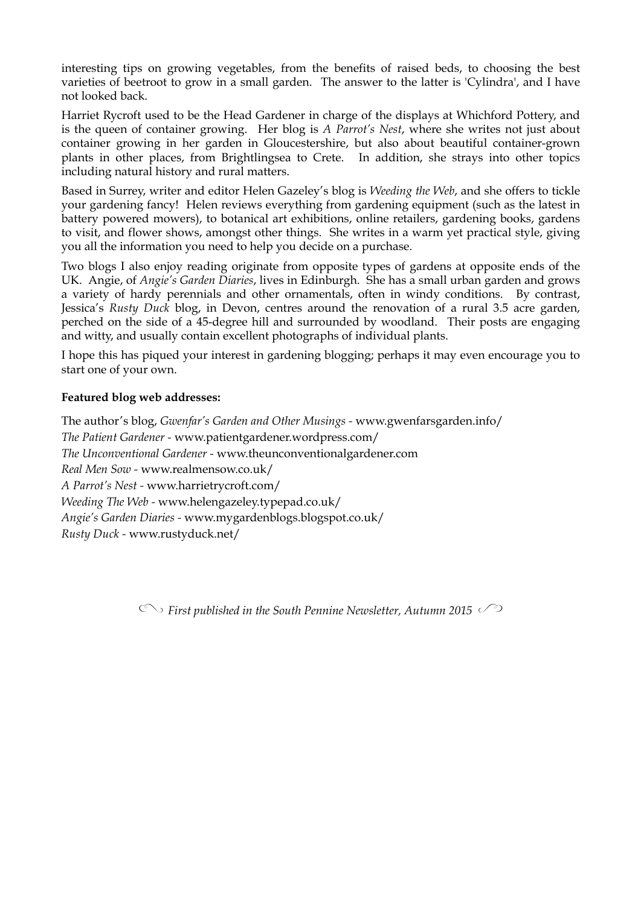interesting tips on growing vegetables, from the benefits of raised beds, to choosing the best varieties of beetroot to grow in a small garden. The answer to the latter is 'Cylindra', and I have not looked back.

Harriet Rycroft used to be the Head Gardener in charge of the displays at Whichford Pottery, and is the queen of container growing. Her blog is *A Parrot's Nest*, where she writes not just about container growing in her garden in Gloucestershire, but also about beautiful container-grown plants in other places, from Brightlingsea to Crete. In addition, she strays into other topics including natural history and rural matters.

Based in Surrey, writer and editor Helen Gazeley's blog is *Weeding the Web*, and she offers to tickle your gardening fancy! Helen reviews everything from gardening equipment (such as the latest in battery powered mowers), to botanical art exhibitions, online retailers, gardening books, gardens to visit, and flower shows, amongst other things. She writes in a warm yet practical style, giving you all the information you need to help you decide on a purchase.

Two blogs I also enjoy reading originate from opposite types of gardens at opposite ends of the UK. Angie, of *Angie's Garden Diaries*, lives in Edinburgh. She has a small urban garden and grows a variety of hardy perennials and other ornamentals, often in windy conditions. By contrast, Jessica's *Rusty Duck* blog, in Devon, centres around the renovation of a rural 3.5 acre garden, perched on the side of a 45-degree hill and surrounded by woodland. Their posts are engaging and witty, and usually contain excellent photographs of individual plants.

I hope this has piqued your interest in gardening blogging; perhaps it may even encourage you to start one of your own.

**Featured blog web addresses:**

The author's blog, *Gwenfar's Garden and Other Musings* - www.gwenfarsgarden.info/
*The Patient Gardener* - www.patientgardener.wordpress.com/
*The Unconventional Gardener* - www.theunconventionalgardener.com
*Real Men Sow* - www.realmensow.co.uk/
*A Parrot's Nest* - www.harrietrycroft.com/
*Weeding The Web* - www.helengazeley.typepad.co.uk/
*Angie's Garden Diaries* - www.mygardenblogs.blogspot.co.uk/
*Rusty Duck* - www.rustyduck.net/

*First published in the South Pennine Newsletter, Autumn 2015*